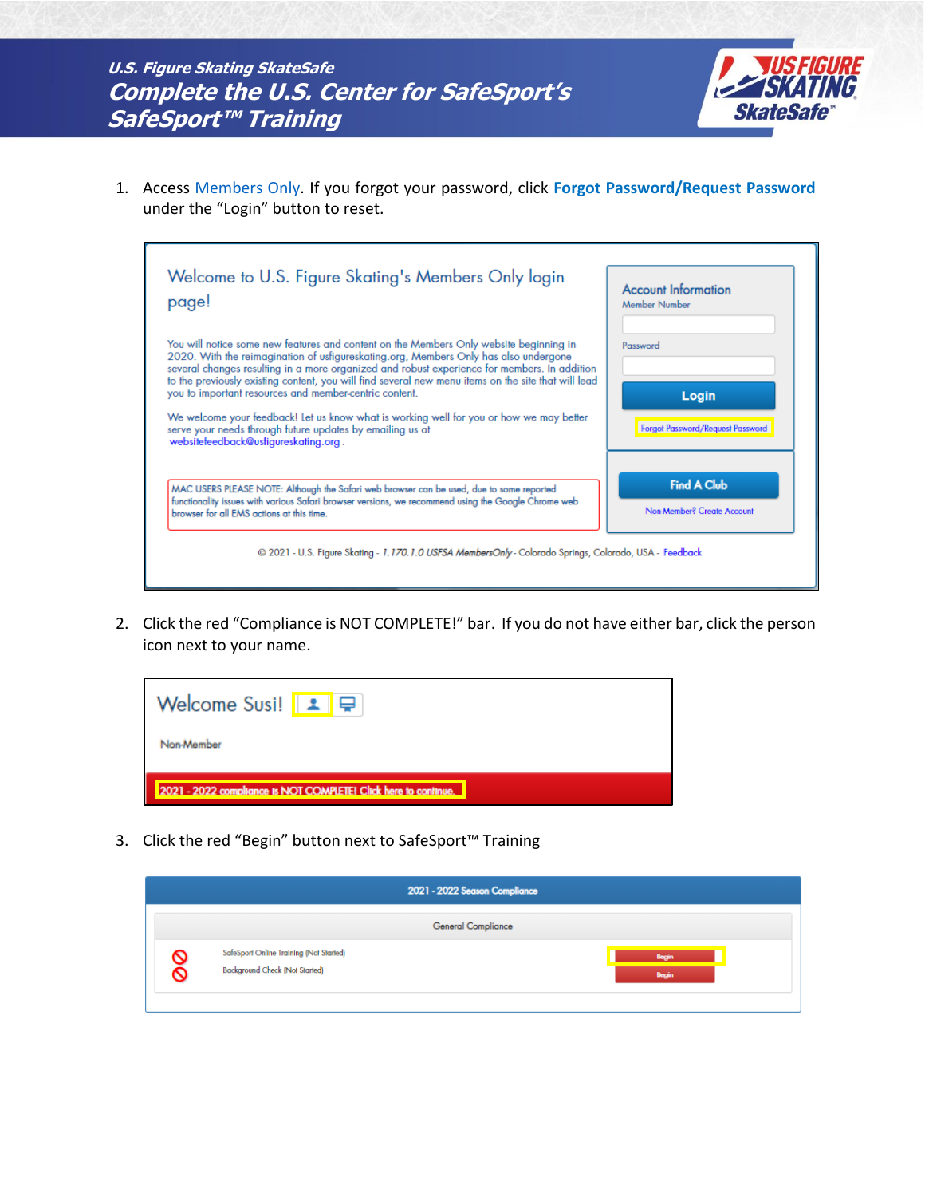# U.S. Figure Skating SkateSafe

## Complete the U.S. Center for SafeSport's SafeSport™ Training

1. Access Members Only. If you forgot your password, click **Forgot Password/Request Password** under the "Login" button to reset.

   Welcome to U.S. Figure Skating's Members Only login page!

   You will notice some new features and content on the Members Only website beginning in 2020. With the reimagination of usfigureskating.org, Members Only has also undergone several changes resulting in a more organized and robust experience for members. In addition to the previously existing content, you will find several new menu items on the site that will lead you to important resources and member-centric content.

   We welcome your feedback! Let us know what is working well for you or how we may better serve your needs through future updates by emailing us at websitefeedback@usfigureskating.org .

   MAC USERS PLEASE NOTE: Although the Safari web browser can be used, due to some reported functionality issues with various Safari browser versions, we recommend using the Google Chrome web browser for all EMS actions at this time.

   Account Information
   Member Number
   Password
   Login
   Forgot Password/Request Password
   Find A Club
   Non-Member? Create Account

   © 2021 - U.S. Figure Skating - 1.170.1.0 USFSA MembersOnly - Colorado Springs, Colorado, USA - Feedback

2. Click the red "Compliance is NOT COMPLETE!" bar. If you do not have either bar, click the person icon next to your name.

   Welcome Susi!
   Non-Member
   2021 - 2022 compliance is NOT COMPLETE! Click here to continue.

3. Click the red "Begin" button next to SafeSport™ Training

   2021 - 2022 Season Compliance

   General Compliance

   | | | |
   |---|---|---|
   | ⊘ | SafeSport Online Training (Not Started) | Begin |
   | ⊘ | Background Check (Not Started) | Begin |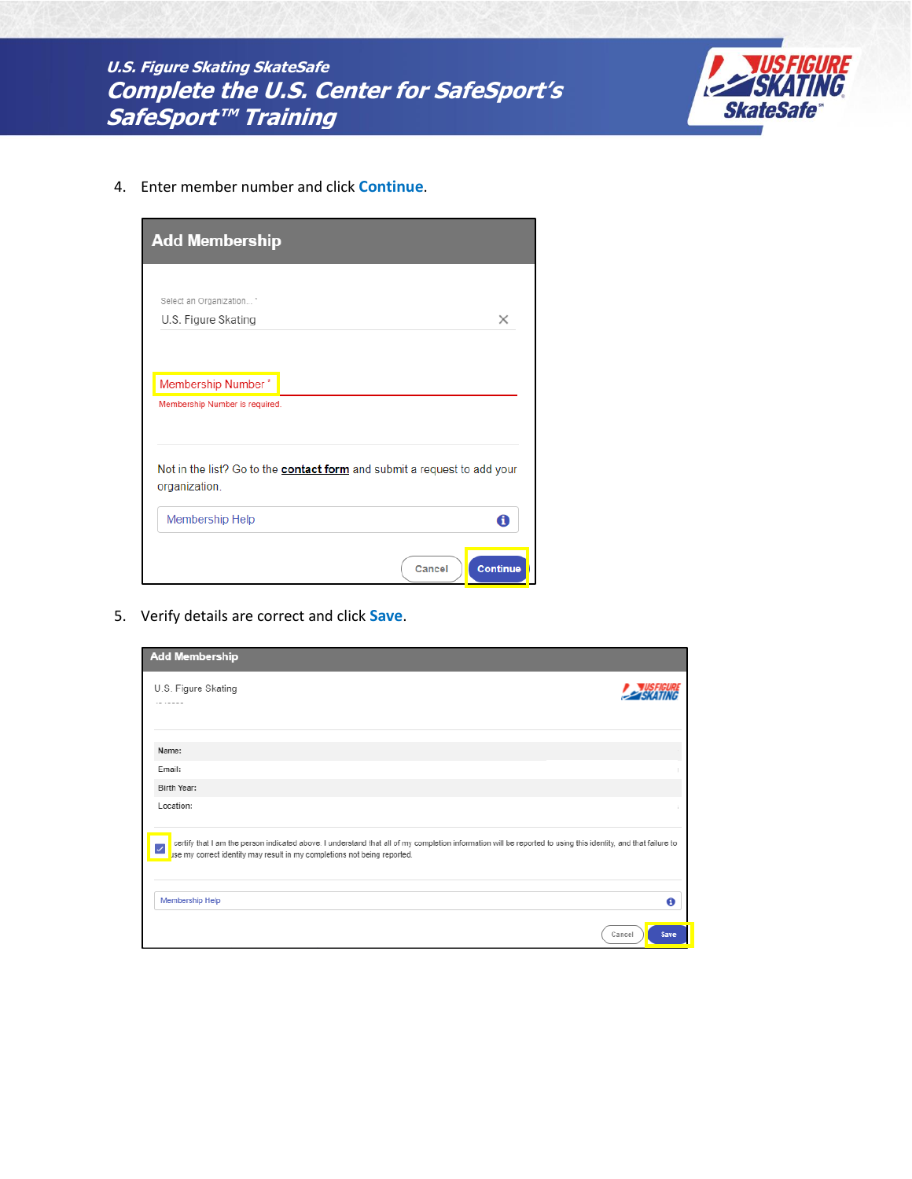4. Enter member number and click **Continue**.

**Add Membership**

Select an Organization... *

U.S. Figure Skating

Membership Number *

Membership Number is required.

Not in the list? Go to the **contact form** and submit a request to add your organization.

Membership Help

Cancel | Continue

5. Verify details are correct and click **Save**.

**Add Membership**

U.S. Figure Skating

Name:

Email:

Birth Year:

Location:

certify that I am the person indicated above. I understand that all of my completion information will be reported to using this identity, and that failure to use my correct identity may result in my completions not being reported.

Membership Help

Cancel | Save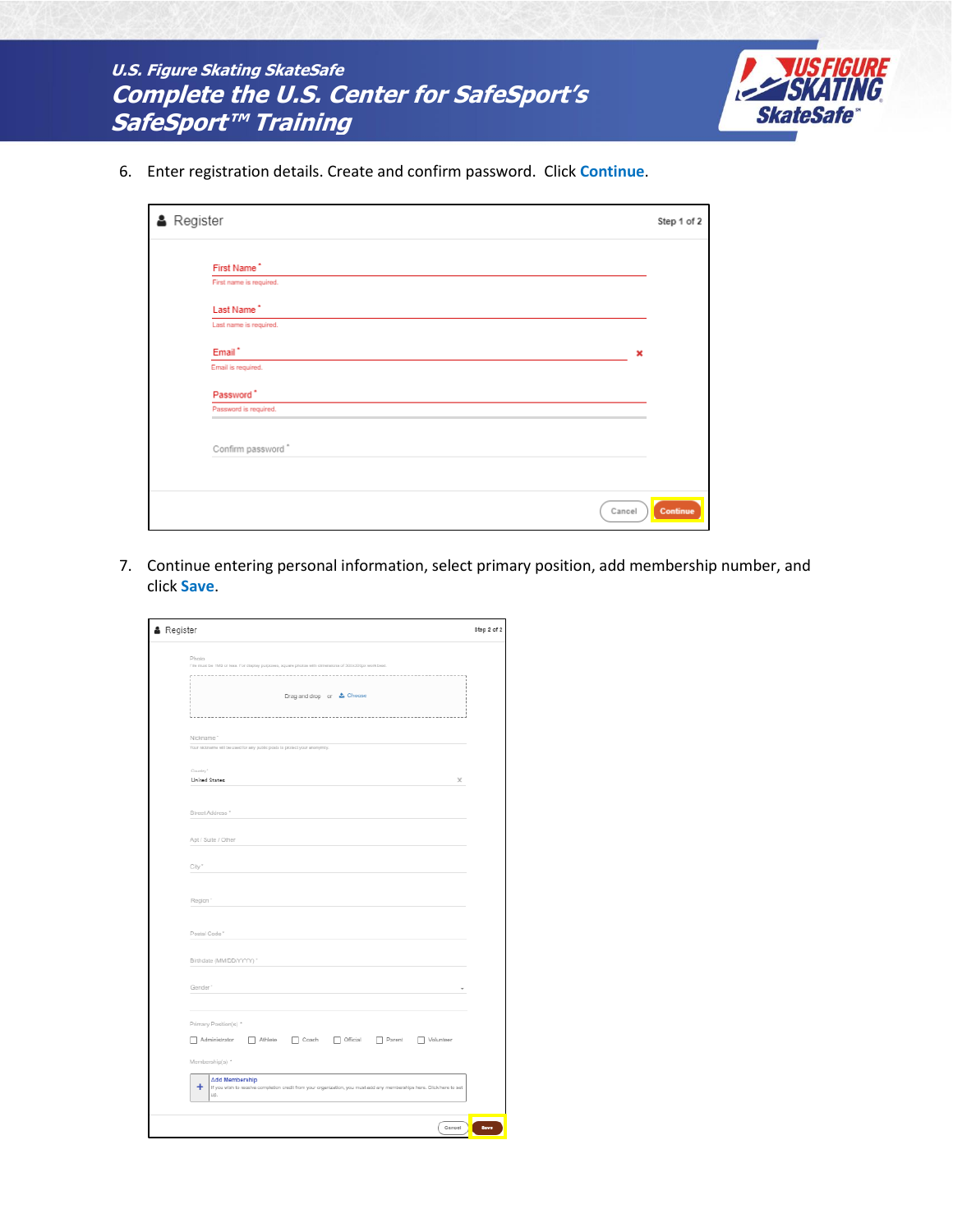6. Enter registration details. Create and confirm password. Click **Continue**.

7. Continue entering personal information, select primary position, add membership number, and click **Save**.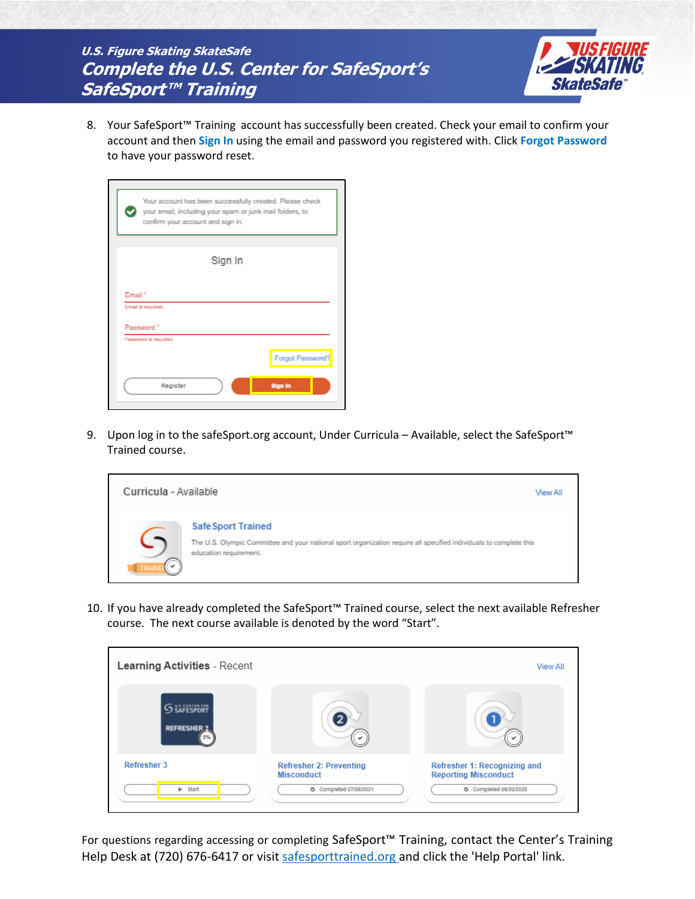8. Your SafeSport™ Training account has successfully been created. Check your email to confirm your account and then **Sign In** using the email and password you registered with. Click **Forgot Password** to have your password reset.

9. Upon log in to the safeSport.org account, Under Curricula – Available, select the SafeSport™ Trained course.

10. If you have already completed the SafeSport™ Trained course, select the next available Refresher course. The next course available is denoted by the word "Start".

For questions regarding accessing or completing SafeSport™ Training, contact the Center's Training Help Desk at (720) 676-6417 or visit safesporttrained.org and click the 'Help Portal' link.